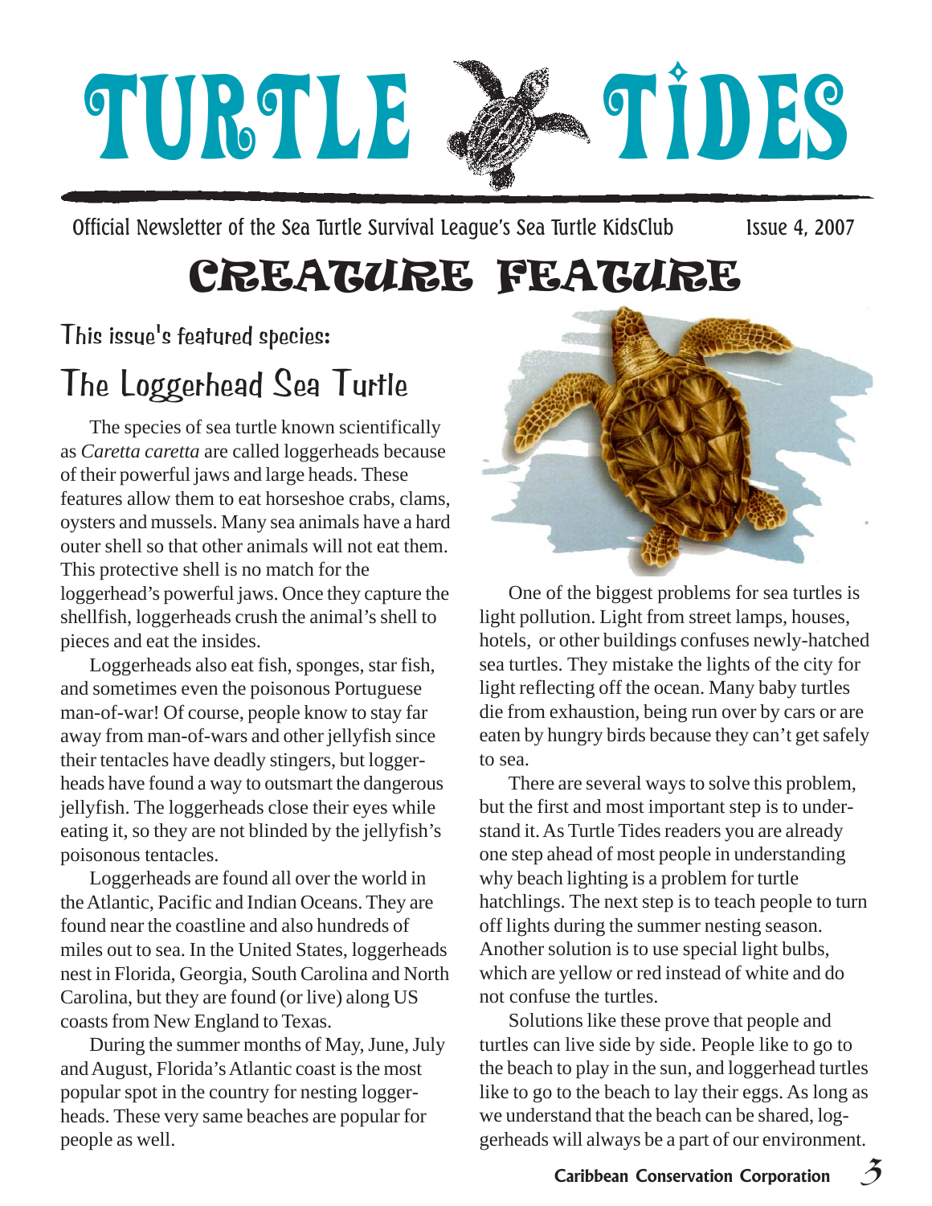# TURTLE TIDES

Official Newsletter of the Sea Turtle Survival League's Sea Turtle KidsClub Issue 4, 2007

## CREATURE FEATURE

### This issue's featured species:

### The Loggerhead Sea Turtle

The species of sea turtle known scientifically as *Caretta caretta* are called loggerheads because of their powerful jaws and large heads. These features allow them to eat horseshoe crabs, clams, oysters and mussels. Many sea animals have a hard outer shell so that other animals will not eat them. This protective shell is no match for the loggerhead's powerful jaws. Once they capture the shellfish, loggerheads crush the animal's shell to pieces and eat the insides.

Loggerheads also eat fish, sponges, star fish, and sometimes even the poisonous Portuguese man-of-war! Of course, people know to stay far away from man-of-wars and other jellyfish since their tentacles have deadly stingers, but loggerheads have found a way to outsmart the dangerous jellyfish. The loggerheads close their eyes while eating it, so they are not blinded by the jellyfish's poisonous tentacles.

Loggerheads are found all over the world in the Atlantic, Pacific and Indian Oceans. They are found near the coastline and also hundreds of miles out to sea. In the United States, loggerheads nest in Florida, Georgia, South Carolina and North Carolina, but they are found (or live) along US coasts from New England to Texas.

During the summer months of May, June, July and August, Florida's Atlantic coast is the most popular spot in the country for nesting loggerheads. These very same beaches are popular for people as well.

One of the biggest problems for sea turtles is light pollution. Light from street lamps, houses, hotels, or other buildings confuses newly-hatched sea turtles. They mistake the lights of the city for light reflecting off the ocean. Many baby turtles die from exhaustion, being run over by cars or are eaten by hungry birds because they can't get safely to sea.

There are several ways to solve this problem, but the first and most important step is to understand it. As Turtle Tides readers you are already one step ahead of most people in understanding why beach lighting is a problem for turtle hatchlings. The next step is to teach people to turn off lights during the summer nesting season. Another solution is to use special light bulbs, which are yellow or red instead of white and do not confuse the turtles.

Solutions like these prove that people and turtles can live side by side. People like to go to the beach to play in the sun, and loggerhead turtles like to go to the beach to lay their eggs. As long as we understand that the beach can be shared, loggerheads will always be a part of our environment.

**Caribbean Conservation Corporation**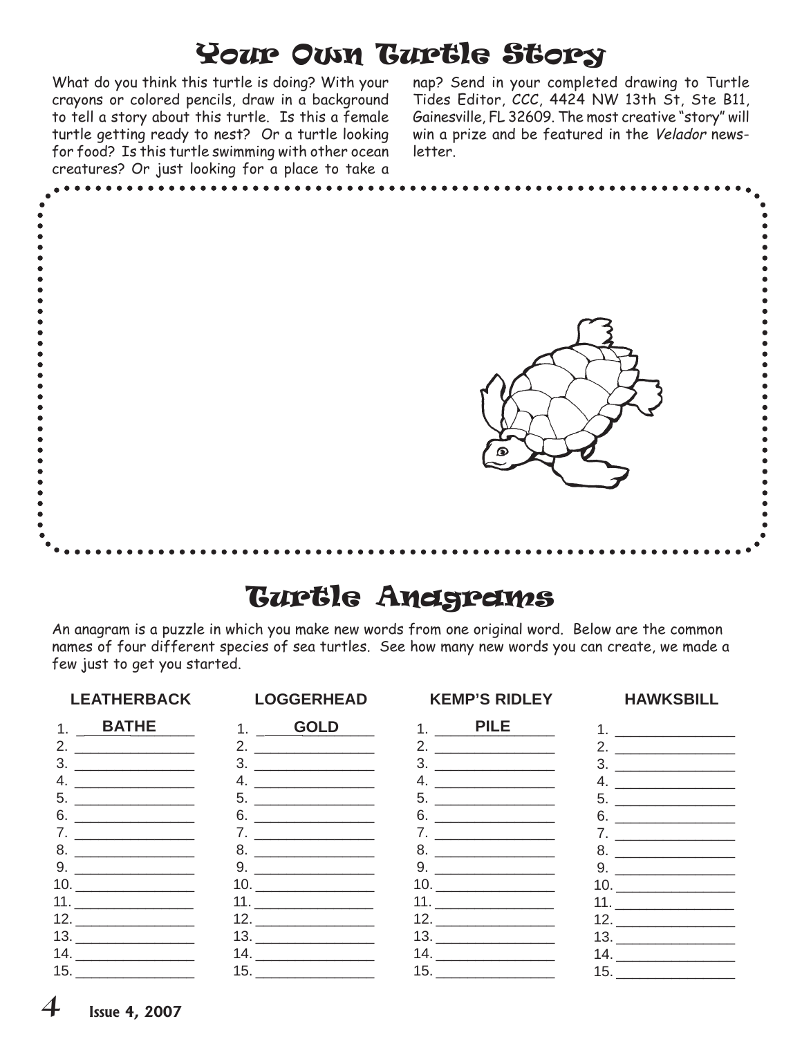# Your Own Turtle Story

What do you think this turtle is doing? With your crayons or colored pencils, draw in a background to tell a story about this turtle. Is this a female turtle getting ready to nest? Or a turtle looking for food? Is this turtle swimming with other ocean creatures? Or just looking for a place to take a nap? Send in your completed drawing to Turtle Tides Editor, CCC, 4424 NW 13th St, Ste B11, Gainesville, FL 32609. The most creative "story" will win a prize and be featured in the *Velador* newsletter.

# Turtle Anagrams

An anagram is a puzzle in which you make new words from one original word. Below are the common names of four different species of sea turtles. See how many new words you can create, we made a few just to get you started.

| LEATHERBACK | LOGGERHEAD | KEMP'S RIDLEY | HAWKSBILL |
|---|---|---|---|
| 1. BATHE | 1. GOLD | 1. PILE | 1. ___ |
| 2. ___ | 2. ___ | 2. ___ | 2. ___ |
| 3. ___ | 3. ___ | 3. ___ | 3. ___ |
| 4. ___ | 4. ___ | 4. ___ | 4. ___ |
| 5. ___ | 5. ___ | 5. ___ | 5. ___ |
| 6. ___ | 6. ___ | 6. ___ | 6. ___ |
| 7. ___ | 7. ___ | 7. ___ | 7. ___ |
| 8. ___ | 8. ___ | 8. ___ | 8. ___ |
| 9. ___ | 9. ___ | 9. ___ | 9. ___ |
| 10. ___ | 10. ___ | 10. ___ | 10. ___ |
| 11. ___ | 11. ___ | 11. ___ | 11. ___ |
| 12. ___ | 12. ___ | 12. ___ | 12. ___ |
| 13. ___ | 13. ___ | 13. ___ | 13. ___ |
| 14. ___ | 14. ___ | 14. ___ | 14. ___ |
| 15. ___ | 15. ___ | 15. ___ | 15. ___ |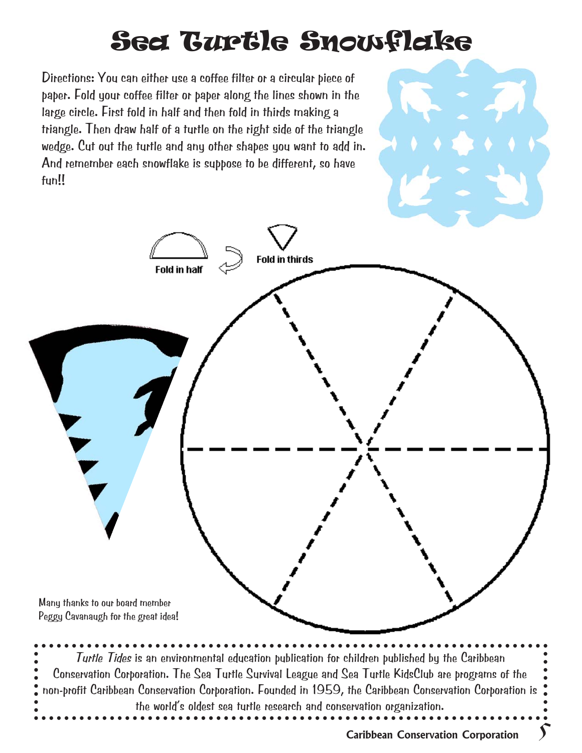# Sea Turtle Snowflake

Directions: You can either use a coffee filter or a circular piece of paper. Fold your coffee filter or paper along the lines shown in the large circle. First fold in half and then fold in thirds making a triangle. Then draw half of a turtle on the right side of the triangle wedge. Cut out the turtle and any other shapes you want to add in. And remember each snowflake is suppose to be different, so have fun!!

Fold in half

Fold in thirds

Many thanks to our board member Peggy Cavanaugh for the great idea!

*Turtle Tides* is an environmental education publication for children published by the Caribbean Conservation Corporation. The Sea Turtle Survival League and Sea Turtle KidsClub are programs of the non-profit Caribbean Conservation Corporation. Founded in 1959, the Caribbean Conservation Corporation is the world's oldest sea turtle research and conservation organization.